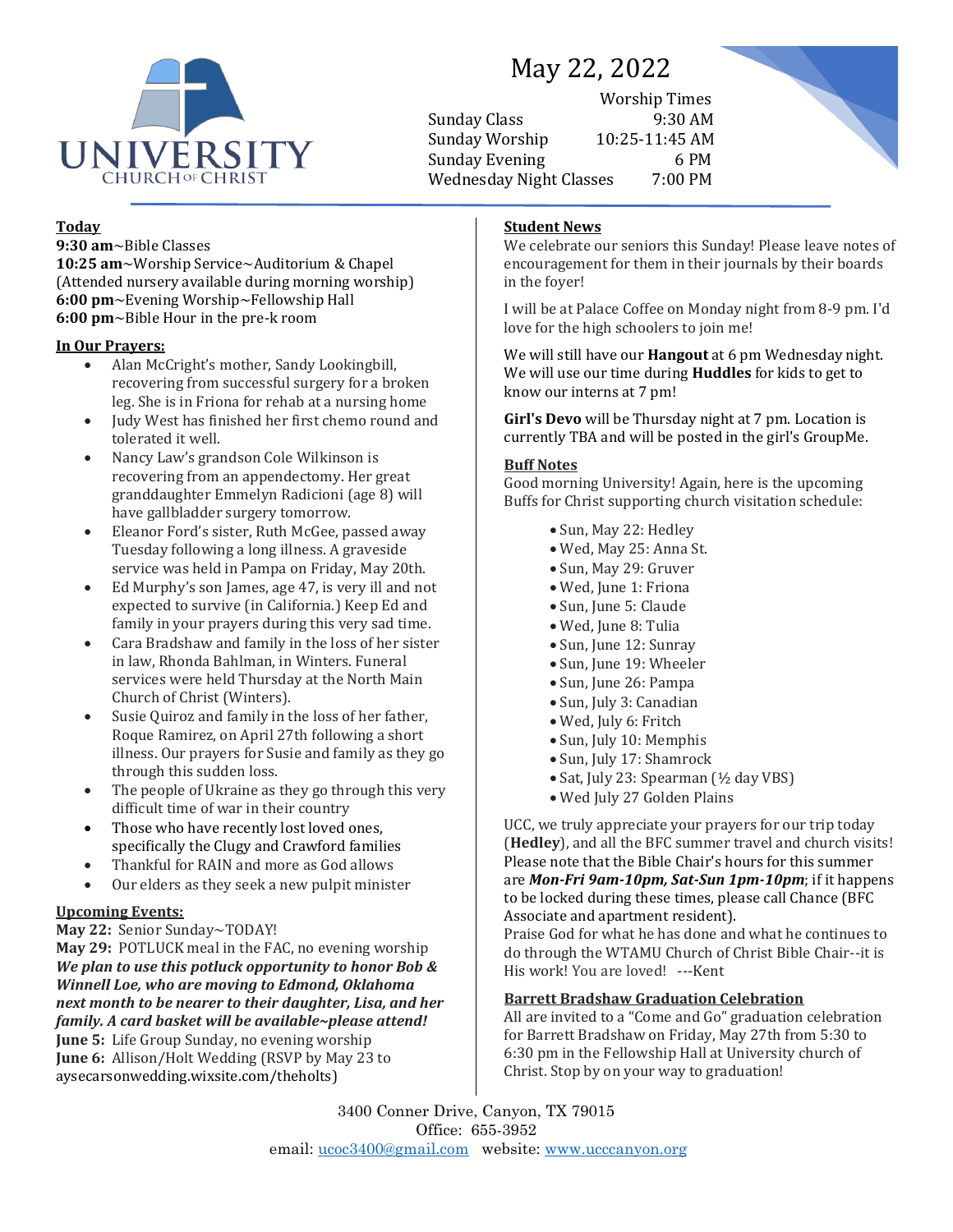UNIVERSITY CHURCH OF CHRIST

# May 22, 2022

| Worship Times | |
|---|---|
| Sunday Class | 9:30 AM |
| Sunday Worship | 10:25-11:45 AM |
| Sunday Evening | 6 PM |
| Wednesday Night Classes | 7:00 PM |

**Today**

**9:30 am**~Bible Classes
**10:25 am**~Worship Service~Auditorium & Chapel
(Attended nursery available during morning worship)
**6:00 pm**~Evening Worship~Fellowship Hall
**6:00 pm**~Bible Hour in the pre-k room

**In Our Prayers:**

- Alan McCright's mother, Sandy Lookingbill, recovering from successful surgery for a broken leg. She is in Friona for rehab at a nursing home
- Judy West has finished her first chemo round and tolerated it well.
- Nancy Law's grandson Cole Wilkinson is recovering from an appendectomy. Her great granddaughter Emmelyn Radicioni (age 8) will have gallbladder surgery tomorrow.
- Eleanor Ford's sister, Ruth McGee, passed away Tuesday following a long illness. A graveside service was held in Pampa on Friday, May 20th.
- Ed Murphy's son James, age 47, is very ill and not expected to survive (in California.) Keep Ed and family in your prayers during this very sad time.
- Cara Bradshaw and family in the loss of her sister in law, Rhonda Bahlman, in Winters. Funeral services were held Thursday at the North Main Church of Christ (Winters).
- Susie Quiroz and family in the loss of her father, Roque Ramirez, on April 27th following a short illness. Our prayers for Susie and family as they go through this sudden loss.
- The people of Ukraine as they go through this very difficult time of war in their country
- Those who have recently lost loved ones, specifically the Clugy and Crawford families
- Thankful for RAIN and more as God allows
- Our elders as they seek a new pulpit minister

**Upcoming Events:**

**May 22:** Senior Sunday~TODAY!
**May 29:** POTLUCK meal in the FAC, no evening worship
***We plan to use this potluck opportunity to honor Bob & Winnell Loe, who are moving to Edmond, Oklahoma next month to be nearer to their daughter, Lisa, and her family. A card basket will be available~please attend!***
**June 5:** Life Group Sunday, no evening worship
**June 6:** Allison/Holt Wedding (RSVP by May 23 to aysecarsonwedding.wixsite.com/theholts)

**Student News**

We celebrate our seniors this Sunday! Please leave notes of encouragement for them in their journals by their boards in the foyer!

I will be at Palace Coffee on Monday night from 8-9 pm. I'd love for the high schoolers to join me!

We will still have our **Hangout** at 6 pm Wednesday night. We will use our time during **Huddles** for kids to get to know our interns at 7 pm!

**Girl's Devo** will be Thursday night at 7 pm. Location is currently TBA and will be posted in the girl's GroupMe.

**Buff Notes**

Good morning University! Again, here is the upcoming Buffs for Christ supporting church visitation schedule:

- Sun, May 22: Hedley
- Wed, May 25: Anna St.
- Sun, May 29: Gruver
- Wed, June 1: Friona
- Sun, June 5: Claude
- Wed, June 8: Tulia
- Sun, June 12: Sunray
- Sun, June 19: Wheeler
- Sun, June 26: Pampa
- Sun, July 3: Canadian
- Wed, July 6: Fritch
- Sun, July 10: Memphis
- Sun, July 17: Shamrock
- Sat, July 23: Spearman (½ day VBS)
- Wed July 27 Golden Plains

UCC, we truly appreciate your prayers for our trip today (**Hedley**), and all the BFC summer travel and church visits! Please note that the Bible Chair's hours for this summer are ***Mon-Fri 9am-10pm, Sat-Sun 1pm-10pm***; if it happens to be locked during these times, please call Chance (BFC Associate and apartment resident).
Praise God for what he has done and what he continues to do through the WTAMU Church of Christ Bible Chair--it is His work! You are loved! ---Kent

**Barrett Bradshaw Graduation Celebration**

All are invited to a "Come and Go" graduation celebration for Barrett Bradshaw on Friday, May 27th from 5:30 to 6:30 pm in the Fellowship Hall at University church of Christ. Stop by on your way to graduation!

3400 Conner Drive, Canyon, TX 79015
Office: 655-3952
email: ucoc3400@gmail.com website: www.ucccanyon.org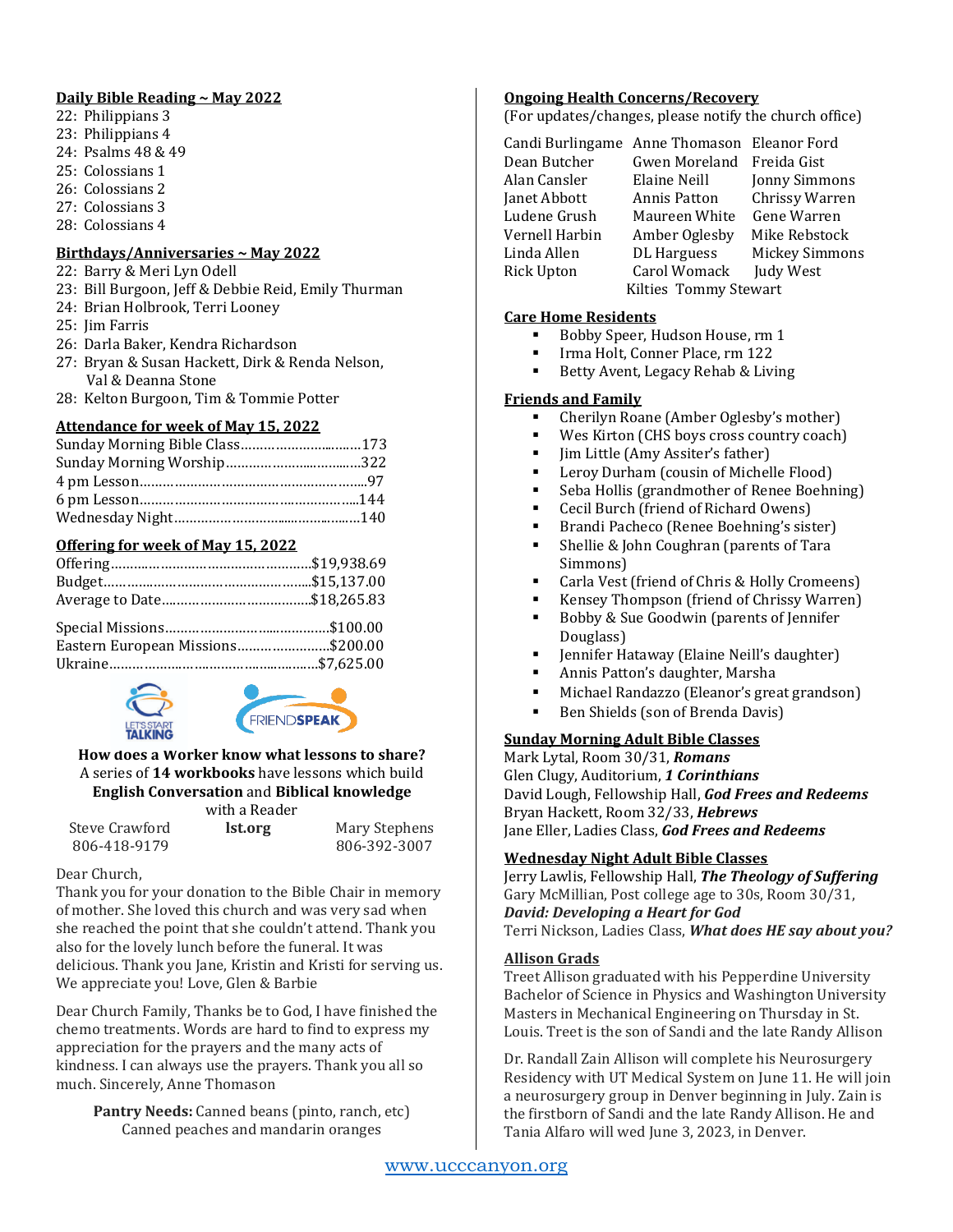## Daily Bible Reading ~ May 2022

22: Philippians 3
23: Philippians 4
24: Psalms 48 & 49
25: Colossians 1
26: Colossians 2
27: Colossians 3
28: Colossians 4

## Birthdays/Anniversaries ~ May 2022

22: Barry & Meri Lyn Odell
23: Bill Burgoon, Jeff & Debbie Reid, Emily Thurman
24: Brian Holbrook, Terri Looney
25: Jim Farris
26: Darla Baker, Kendra Richardson
27: Bryan & Susan Hackett, Dirk & Renda Nelson, Val & Deanna Stone
28: Kelton Burgoon, Tim & Tommie Potter

## Attendance for week of May 15, 2022

| | |
|---|---|
| Sunday Morning Bible Class | 173 |
| Sunday Morning Worship | 322 |
| 4 pm Lesson | 97 |
| 6 pm Lesson | 144 |
| Wednesday Night | 140 |

## Offering for week of May 15, 2022

| | |
|---|---|
| Offering | $19,938.69 |
| Budget | $15,137.00 |
| Average to Date | $18,265.83 |
| Special Missions | $100.00 |
| Eastern European Missions | $200.00 |
| Ukraine | $7,625.00 |

LET'S START TALKING    FRIENDSPEAK

**How does a Worker know what lessons to share?**
A series of **14 workbooks** have lessons which build **English Conversation** and **Biblical knowledge** with a Reader

Steve Crawford 806-418-9179    **lst.org**    Mary Stephens 806-392-3007

Dear Church,
Thank you for your donation to the Bible Chair in memory of mother. She loved this church and was very sad when she reached the point that she couldn't attend. Thank you also for the lovely lunch before the funeral. It was delicious. Thank you Jane, Kristin and Kristi for serving us. We appreciate you! Love, Glen & Barbie

Dear Church Family, Thanks be to God, I have finished the chemo treatments. Words are hard to find to express my appreciation for the prayers and the many acts of kindness. I can always use the prayers. Thank you all so much. Sincerely, Anne Thomason

**Pantry Needs:** Canned beans (pinto, ranch, etc)
Canned peaches and mandarin oranges

## Ongoing Health Concerns/Recovery

(For updates/changes, please notify the church office)

| | | |
|---|---|---|
| Candi Burlingame | Anne Thomason | Eleanor Ford |
| Dean Butcher | Gwen Moreland | Freida Gist |
| Alan Cansler | Elaine Neill | Jonny Simmons |
| Janet Abbott | Annis Patton | Chrissy Warren |
| Ludene Grush | Maureen White | Gene Warren |
| Vernell Harbin | Amber Oglesby | Mike Rebstock |
| Linda Allen | DL Harguess | Mickey Simmons |
| Rick Upton | Carol Womack | Judy West |
| | Kilties Tommy Stewart | |

## Care Home Residents

- Bobby Speer, Hudson House, rm 1
- Irma Holt, Conner Place, rm 122
- Betty Avent, Legacy Rehab & Living

## Friends and Family

- Cherilyn Roane (Amber Oglesby's mother)
- Wes Kirton (CHS boys cross country coach)
- Jim Little (Amy Assiter's father)
- Leroy Durham (cousin of Michelle Flood)
- Seba Hollis (grandmother of Renee Boehning)
- Cecil Burch (friend of Richard Owens)
- Brandi Pacheco (Renee Boehning's sister)
- Shellie & John Coughran (parents of Tara Simmons)
- Carla Vest (friend of Chris & Holly Cromeens)
- Kensey Thompson (friend of Chrissy Warren)
- Bobby & Sue Goodwin (parents of Jennifer Douglass)
- Jennifer Hataway (Elaine Neill's daughter)
- Annis Patton's daughter, Marsha
- Michael Randazzo (Eleanor's great grandson)
- Ben Shields (son of Brenda Davis)

## Sunday Morning Adult Bible Classes

Mark Lytal, Room 30/31, ***Romans***
Glen Clugy, Auditorium, ***1 Corinthians***
David Lough, Fellowship Hall, ***God Frees and Redeems***
Bryan Hackett, Room 32/33, ***Hebrews***
Jane Eller, Ladies Class, ***God Frees and Redeems***

## Wednesday Night Adult Bible Classes

Jerry Lawlis, Fellowship Hall, ***The Theology of Suffering***
Gary McMillian, Post college age to 30s, Room 30/31, ***David: Developing a Heart for God***
Terri Nickson, Ladies Class, ***What does HE say about you?***

## Allison Grads

Treet Allison graduated with his Pepperdine University Bachelor of Science in Physics and Washington University Masters in Mechanical Engineering on Thursday in St. Louis. Treet is the son of Sandi and the late Randy Allison.

Dr. Randall Zain Allison will complete his Neurosurgery Residency with UT Medical System on June 11. He will join a neurosurgery group in Denver beginning in July. Zain is the firstborn of Sandi and the late Randy Allison. He and Tania Alfaro will wed June 3, 2023, in Denver.

www.ucccanyon.org